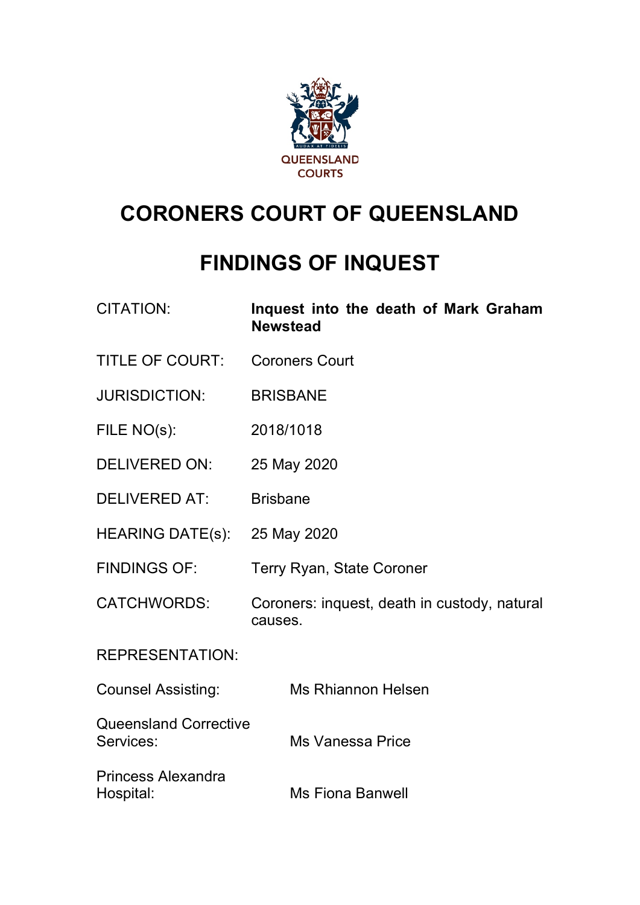QUEENSLAND COURTS

# CORONERS COURT OF QUEENSLAND

# FINDINGS OF INQUEST

| | |
|---|---|
| CITATION: | **Inquest into the death of Mark Graham Newstead** |
| TITLE OF COURT: | Coroners Court |
| JURISDICTION: | BRISBANE |
| FILE NO(s): | 2018/1018 |
| DELIVERED ON: | 25 May 2020 |
| DELIVERED AT: | Brisbane |
| HEARING DATE(s): | 25 May 2020 |
| FINDINGS OF: | Terry Ryan, State Coroner |
| CATCHWORDS: | Coroners: inquest, death in custody, natural causes. |

REPRESENTATION:

| | |
|---|---|
| Counsel Assisting: | Ms Rhiannon Helsen |
| Queensland Corrective Services: | Ms Vanessa Price |
| Princess Alexandra Hospital: | Ms Fiona Banwell |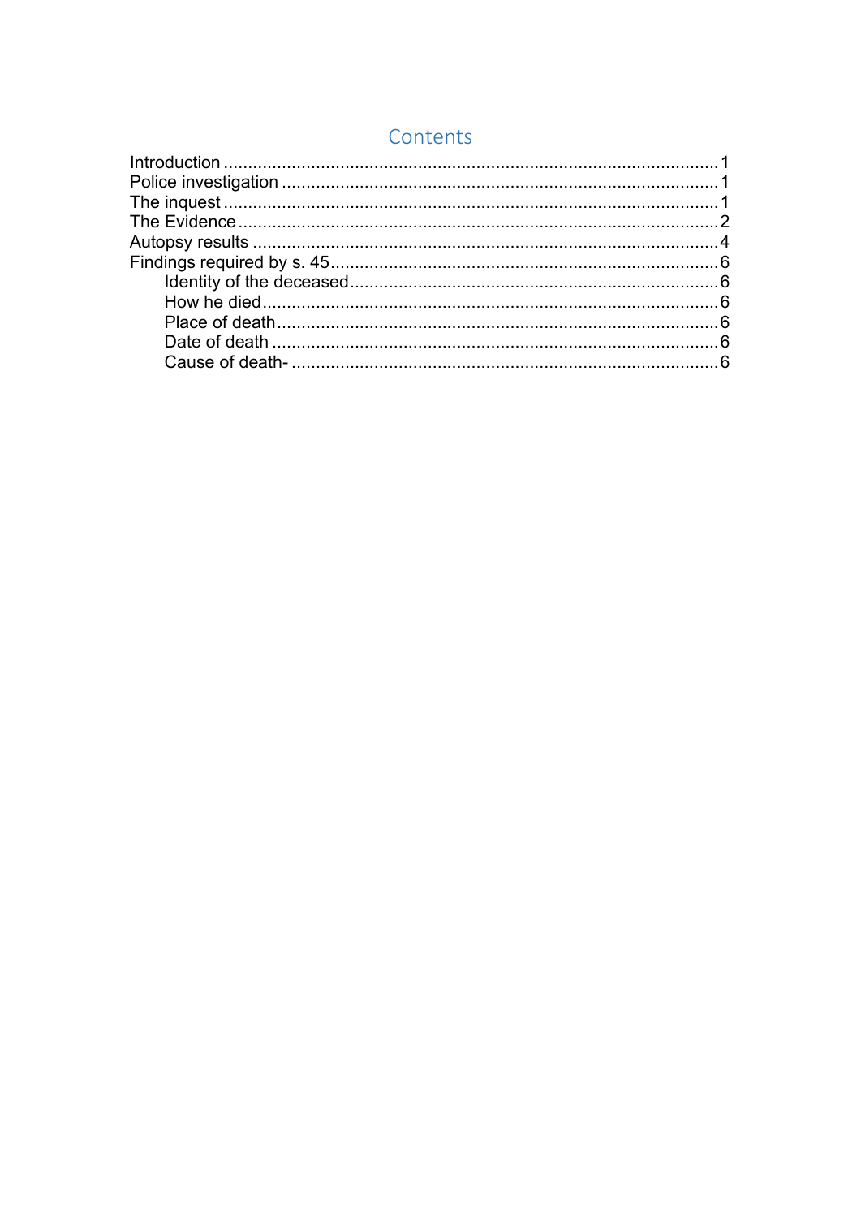# Contents

Introduction ........................................................................................................ 1
Police investigation ............................................................................................ 1
The inquest ........................................................................................................ 1
The Evidence ...................................................................................................... 2
Autopsy results ................................................................................................... 4
Findings required by s. 45 .................................................................................. 6
    Identity of the deceased .............................................................................. 6
    How he died ................................................................................................ 6
    Place of death .............................................................................................. 6
    Date of death .............................................................................................. 6
    Cause of death- ........................................................................................... 6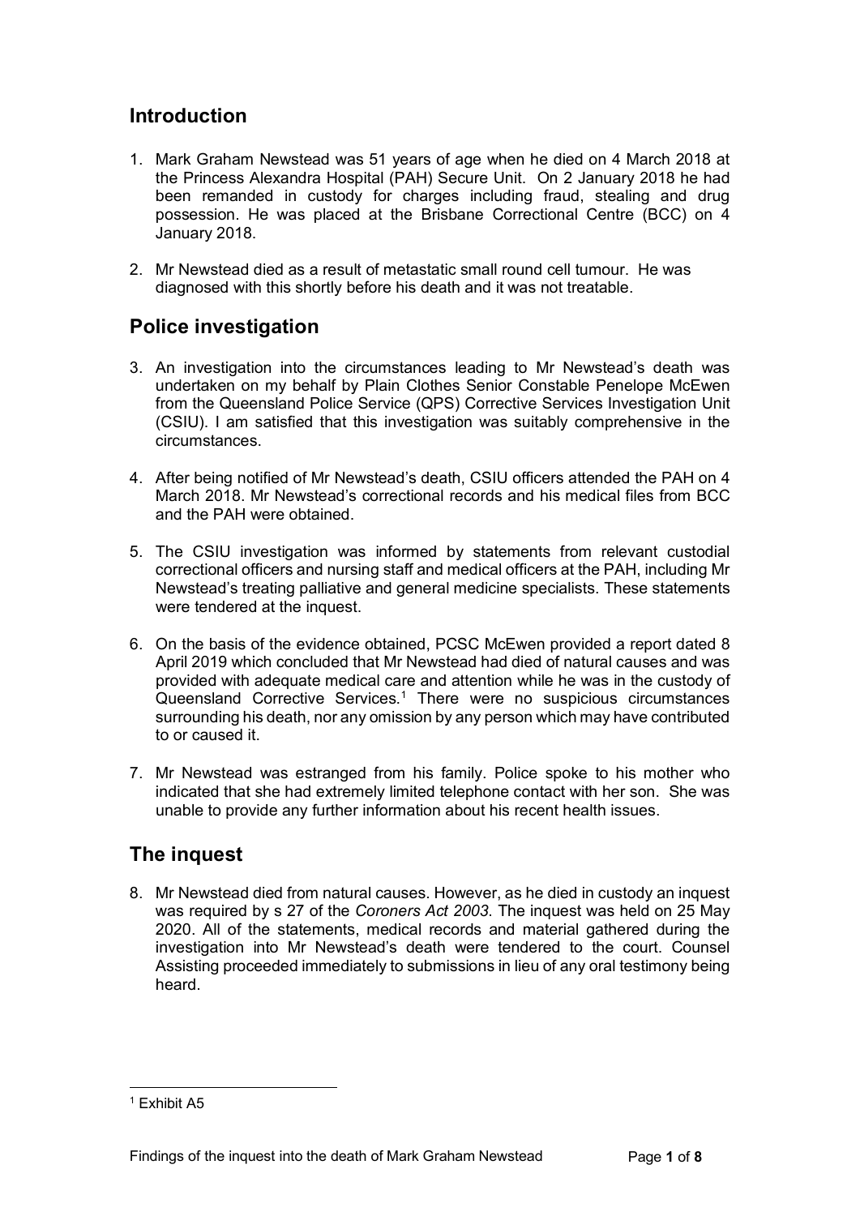## Introduction

1. Mark Graham Newstead was 51 years of age when he died on 4 March 2018 at the Princess Alexandra Hospital (PAH) Secure Unit. On 2 January 2018 he had been remanded in custody for charges including fraud, stealing and drug possession. He was placed at the Brisbane Correctional Centre (BCC) on 4 January 2018.

2. Mr Newstead died as a result of metastatic small round cell tumour. He was diagnosed with this shortly before his death and it was not treatable.

## Police investigation

3. An investigation into the circumstances leading to Mr Newstead's death was undertaken on my behalf by Plain Clothes Senior Constable Penelope McEwen from the Queensland Police Service (QPS) Corrective Services Investigation Unit (CSIU). I am satisfied that this investigation was suitably comprehensive in the circumstances.

4. After being notified of Mr Newstead's death, CSIU officers attended the PAH on 4 March 2018. Mr Newstead's correctional records and his medical files from BCC and the PAH were obtained.

5. The CSIU investigation was informed by statements from relevant custodial correctional officers and nursing staff and medical officers at the PAH, including Mr Newstead's treating palliative and general medicine specialists. These statements were tendered at the inquest.

6. On the basis of the evidence obtained, PCSC McEwen provided a report dated 8 April 2019 which concluded that Mr Newstead had died of natural causes and was provided with adequate medical care and attention while he was in the custody of Queensland Corrective Services.[1] There were no suspicious circumstances surrounding his death, nor any omission by any person which may have contributed to or caused it.

7. Mr Newstead was estranged from his family. Police spoke to his mother who indicated that she had extremely limited telephone contact with her son. She was unable to provide any further information about his recent health issues.

## The inquest

8. Mr Newstead died from natural causes. However, as he died in custody an inquest was required by s 27 of the *Coroners Act 2003*. The inquest was held on 25 May 2020. All of the statements, medical records and material gathered during the investigation into Mr Newstead's death were tendered to the court. Counsel Assisting proceeded immediately to submissions in lieu of any oral testimony being heard.

---

[1] Exhibit A5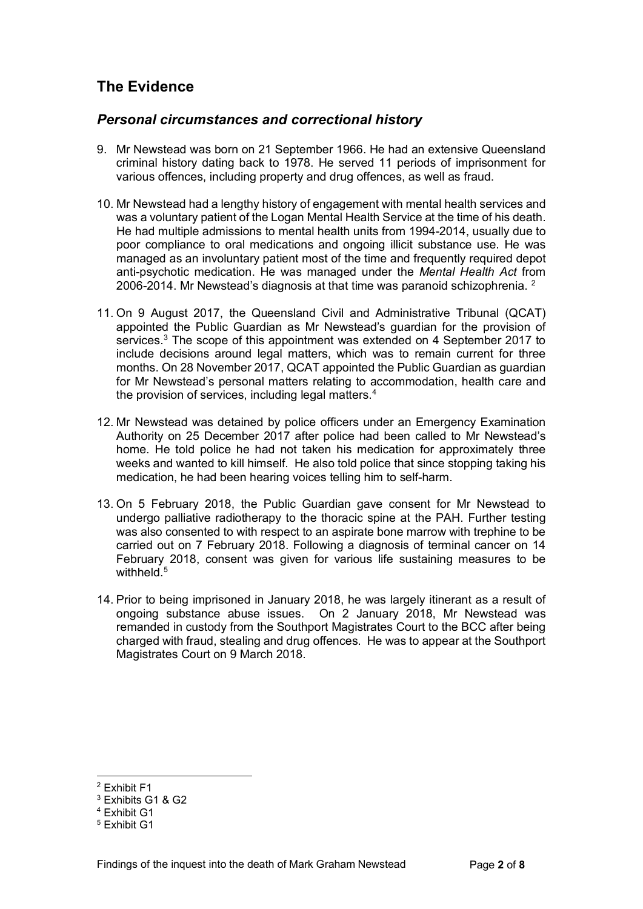## The Evidence

### *Personal circumstances and correctional history*

9. Mr Newstead was born on 21 September 1966. He had an extensive Queensland criminal history dating back to 1978. He served 11 periods of imprisonment for various offences, including property and drug offences, as well as fraud.

10. Mr Newstead had a lengthy history of engagement with mental health services and was a voluntary patient of the Logan Mental Health Service at the time of his death. He had multiple admissions to mental health units from 1994-2014, usually due to poor compliance to oral medications and ongoing illicit substance use. He was managed as an involuntary patient most of the time and frequently required depot anti-psychotic medication. He was managed under the *Mental Health Act* from 2006-2014. Mr Newstead's diagnosis at that time was paranoid schizophrenia. [2]

11. On 9 August 2017, the Queensland Civil and Administrative Tribunal (QCAT) appointed the Public Guardian as Mr Newstead's guardian for the provision of services.[3] The scope of this appointment was extended on 4 September 2017 to include decisions around legal matters, which was to remain current for three months. On 28 November 2017, QCAT appointed the Public Guardian as guardian for Mr Newstead's personal matters relating to accommodation, health care and the provision of services, including legal matters.[4]

12. Mr Newstead was detained by police officers under an Emergency Examination Authority on 25 December 2017 after police had been called to Mr Newstead's home. He told police he had not taken his medication for approximately three weeks and wanted to kill himself. He also told police that since stopping taking his medication, he had been hearing voices telling him to self-harm.

13. On 5 February 2018, the Public Guardian gave consent for Mr Newstead to undergo palliative radiotherapy to the thoracic spine at the PAH. Further testing was also consented to with respect to an aspirate bone marrow with trephine to be carried out on 7 February 2018. Following a diagnosis of terminal cancer on 14 February 2018, consent was given for various life sustaining measures to be withheld.[5]

14. Prior to being imprisoned in January 2018, he was largely itinerant as a result of ongoing substance abuse issues. On 2 January 2018, Mr Newstead was remanded in custody from the Southport Magistrates Court to the BCC after being charged with fraud, stealing and drug offences. He was to appear at the Southport Magistrates Court on 9 March 2018.

---

[2] Exhibit F1

[3] Exhibits G1 & G2

[4] Exhibit G1

[5] Exhibit G1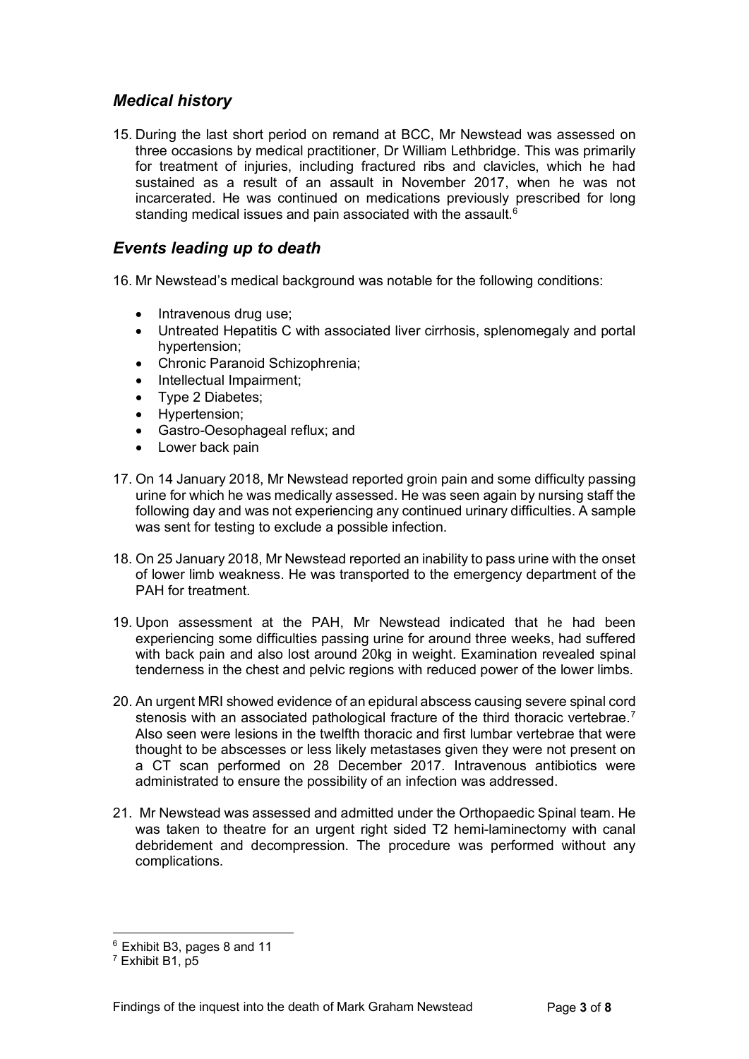## *Medical history*

15. During the last short period on remand at BCC, Mr Newstead was assessed on three occasions by medical practitioner, Dr William Lethbridge. This was primarily for treatment of injuries, including fractured ribs and clavicles, which he had sustained as a result of an assault in November 2017, when he was not incarcerated. He was continued on medications previously prescribed for long standing medical issues and pain associated with the assault.[6]

## *Events leading up to death*

16. Mr Newstead's medical background was notable for the following conditions:

    - Intravenous drug use;
    - Untreated Hepatitis C with associated liver cirrhosis, splenomegaly and portal hypertension;
    - Chronic Paranoid Schizophrenia;
    - Intellectual Impairment;
    - Type 2 Diabetes;
    - Hypertension;
    - Gastro-Oesophageal reflux; and
    - Lower back pain

17. On 14 January 2018, Mr Newstead reported groin pain and some difficulty passing urine for which he was medically assessed. He was seen again by nursing staff the following day and was not experiencing any continued urinary difficulties. A sample was sent for testing to exclude a possible infection.

18. On 25 January 2018, Mr Newstead reported an inability to pass urine with the onset of lower limb weakness. He was transported to the emergency department of the PAH for treatment.

19. Upon assessment at the PAH, Mr Newstead indicated that he had been experiencing some difficulties passing urine for around three weeks, had suffered with back pain and also lost around 20kg in weight. Examination revealed spinal tenderness in the chest and pelvic regions with reduced power of the lower limbs.

20. An urgent MRI showed evidence of an epidural abscess causing severe spinal cord stenosis with an associated pathological fracture of the third thoracic vertebrae.[7] Also seen were lesions in the twelfth thoracic and first lumbar vertebrae that were thought to be abscesses or less likely metastases given they were not present on a CT scan performed on 28 December 2017. Intravenous antibiotics were administrated to ensure the possibility of an infection was addressed.

21. Mr Newstead was assessed and admitted under the Orthopaedic Spinal team. He was taken to theatre for an urgent right sided T2 hemi-laminectomy with canal debridement and decompression. The procedure was performed without any complications.

---

[6] Exhibit B3, pages 8 and 11

[7] Exhibit B1, p5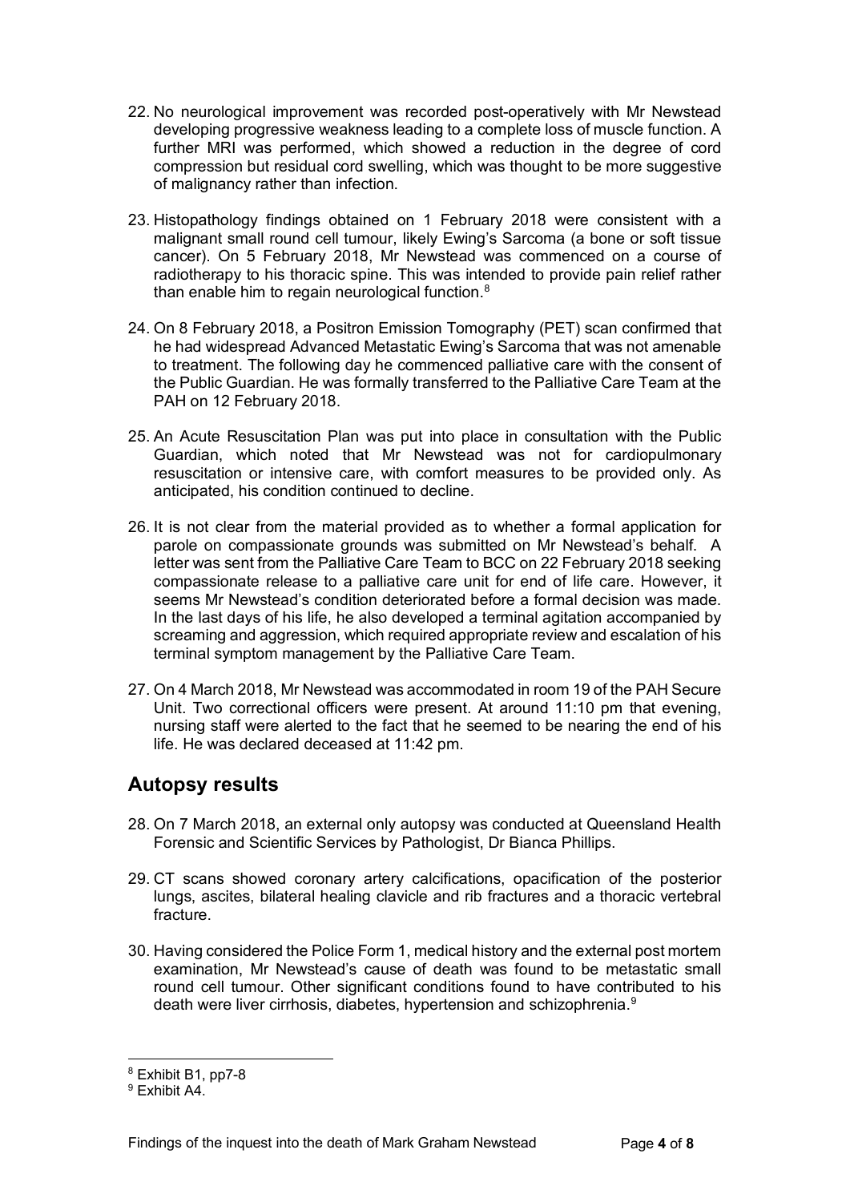22. No neurological improvement was recorded post-operatively with Mr Newstead developing progressive weakness leading to a complete loss of muscle function. A further MRI was performed, which showed a reduction in the degree of cord compression but residual cord swelling, which was thought to be more suggestive of malignancy rather than infection.

23. Histopathology findings obtained on 1 February 2018 were consistent with a malignant small round cell tumour, likely Ewing's Sarcoma (a bone or soft tissue cancer). On 5 February 2018, Mr Newstead was commenced on a course of radiotherapy to his thoracic spine. This was intended to provide pain relief rather than enable him to regain neurological function.[8]

24. On 8 February 2018, a Positron Emission Tomography (PET) scan confirmed that he had widespread Advanced Metastatic Ewing's Sarcoma that was not amenable to treatment. The following day he commenced palliative care with the consent of the Public Guardian. He was formally transferred to the Palliative Care Team at the PAH on 12 February 2018.

25. An Acute Resuscitation Plan was put into place in consultation with the Public Guardian, which noted that Mr Newstead was not for cardiopulmonary resuscitation or intensive care, with comfort measures to be provided only. As anticipated, his condition continued to decline.

26. It is not clear from the material provided as to whether a formal application for parole on compassionate grounds was submitted on Mr Newstead's behalf. A letter was sent from the Palliative Care Team to BCC on 22 February 2018 seeking compassionate release to a palliative care unit for end of life care. However, it seems Mr Newstead's condition deteriorated before a formal decision was made. In the last days of his life, he also developed a terminal agitation accompanied by screaming and aggression, which required appropriate review and escalation of his terminal symptom management by the Palliative Care Team.

27. On 4 March 2018, Mr Newstead was accommodated in room 19 of the PAH Secure Unit. Two correctional officers were present. At around 11:10 pm that evening, nursing staff were alerted to the fact that he seemed to be nearing the end of his life. He was declared deceased at 11:42 pm.

## Autopsy results

28. On 7 March 2018, an external only autopsy was conducted at Queensland Health Forensic and Scientific Services by Pathologist, Dr Bianca Phillips.

29. CT scans showed coronary artery calcifications, opacification of the posterior lungs, ascites, bilateral healing clavicle and rib fractures and a thoracic vertebral fracture.

30. Having considered the Police Form 1, medical history and the external post mortem examination, Mr Newstead's cause of death was found to be metastatic small round cell tumour. Other significant conditions found to have contributed to his death were liver cirrhosis, diabetes, hypertension and schizophrenia.[9]

---

[8] Exhibit B1, pp7-8

[9] Exhibit A4.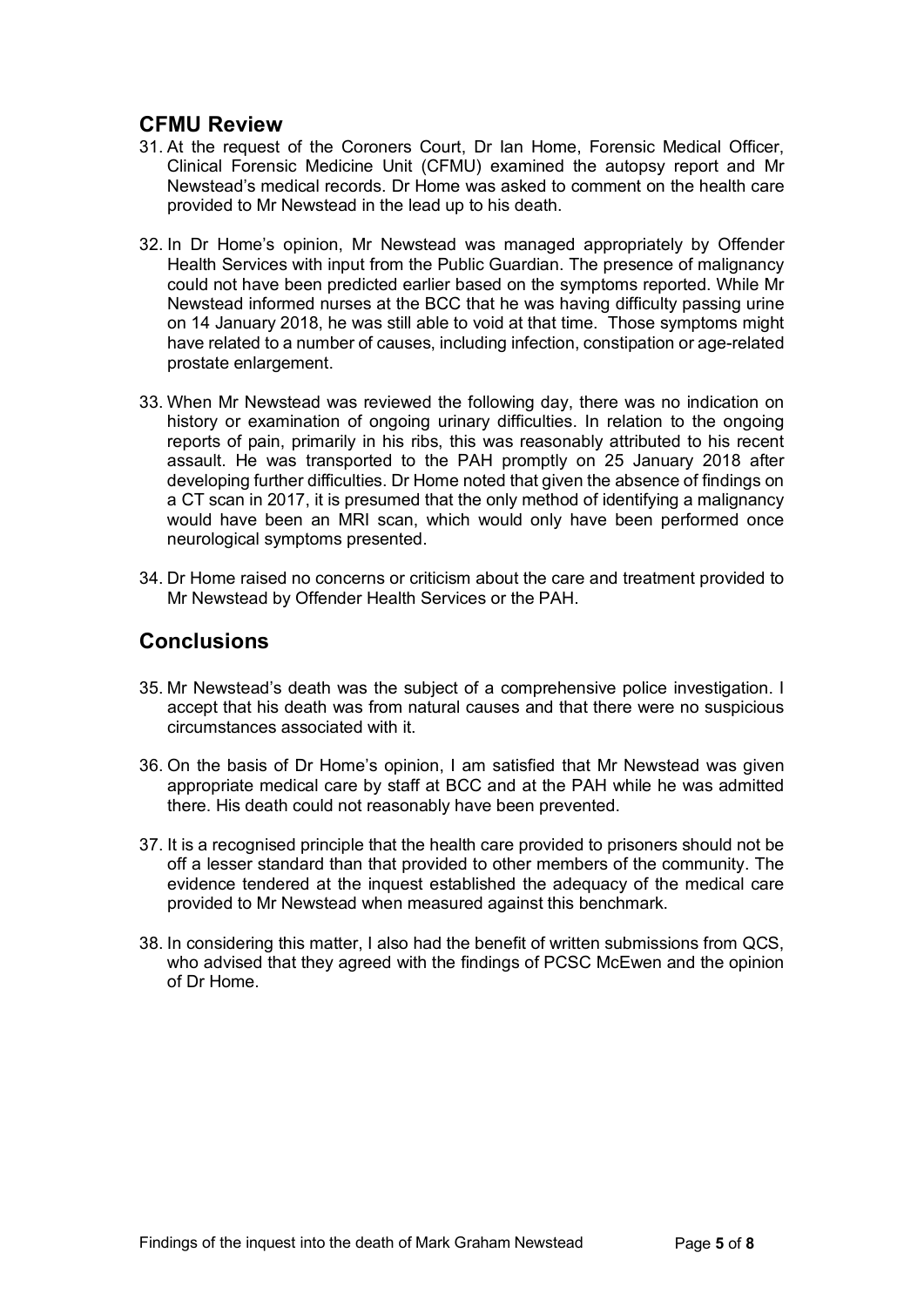## CFMU Review

31. At the request of the Coroners Court, Dr Ian Home, Forensic Medical Officer, Clinical Forensic Medicine Unit (CFMU) examined the autopsy report and Mr Newstead's medical records. Dr Home was asked to comment on the health care provided to Mr Newstead in the lead up to his death.

32. In Dr Home's opinion, Mr Newstead was managed appropriately by Offender Health Services with input from the Public Guardian. The presence of malignancy could not have been predicted earlier based on the symptoms reported. While Mr Newstead informed nurses at the BCC that he was having difficulty passing urine on 14 January 2018, he was still able to void at that time. Those symptoms might have related to a number of causes, including infection, constipation or age-related prostate enlargement.

33. When Mr Newstead was reviewed the following day, there was no indication on history or examination of ongoing urinary difficulties. In relation to the ongoing reports of pain, primarily in his ribs, this was reasonably attributed to his recent assault. He was transported to the PAH promptly on 25 January 2018 after developing further difficulties. Dr Home noted that given the absence of findings on a CT scan in 2017, it is presumed that the only method of identifying a malignancy would have been an MRI scan, which would only have been performed once neurological symptoms presented.

34. Dr Home raised no concerns or criticism about the care and treatment provided to Mr Newstead by Offender Health Services or the PAH.

## Conclusions

35. Mr Newstead's death was the subject of a comprehensive police investigation. I accept that his death was from natural causes and that there were no suspicious circumstances associated with it.

36. On the basis of Dr Home's opinion, I am satisfied that Mr Newstead was given appropriate medical care by staff at BCC and at the PAH while he was admitted there. His death could not reasonably have been prevented.

37. It is a recognised principle that the health care provided to prisoners should not be off a lesser standard than that provided to other members of the community. The evidence tendered at the inquest established the adequacy of the medical care provided to Mr Newstead when measured against this benchmark.

38. In considering this matter, I also had the benefit of written submissions from QCS, who advised that they agreed with the findings of PCSC McEwen and the opinion of Dr Home.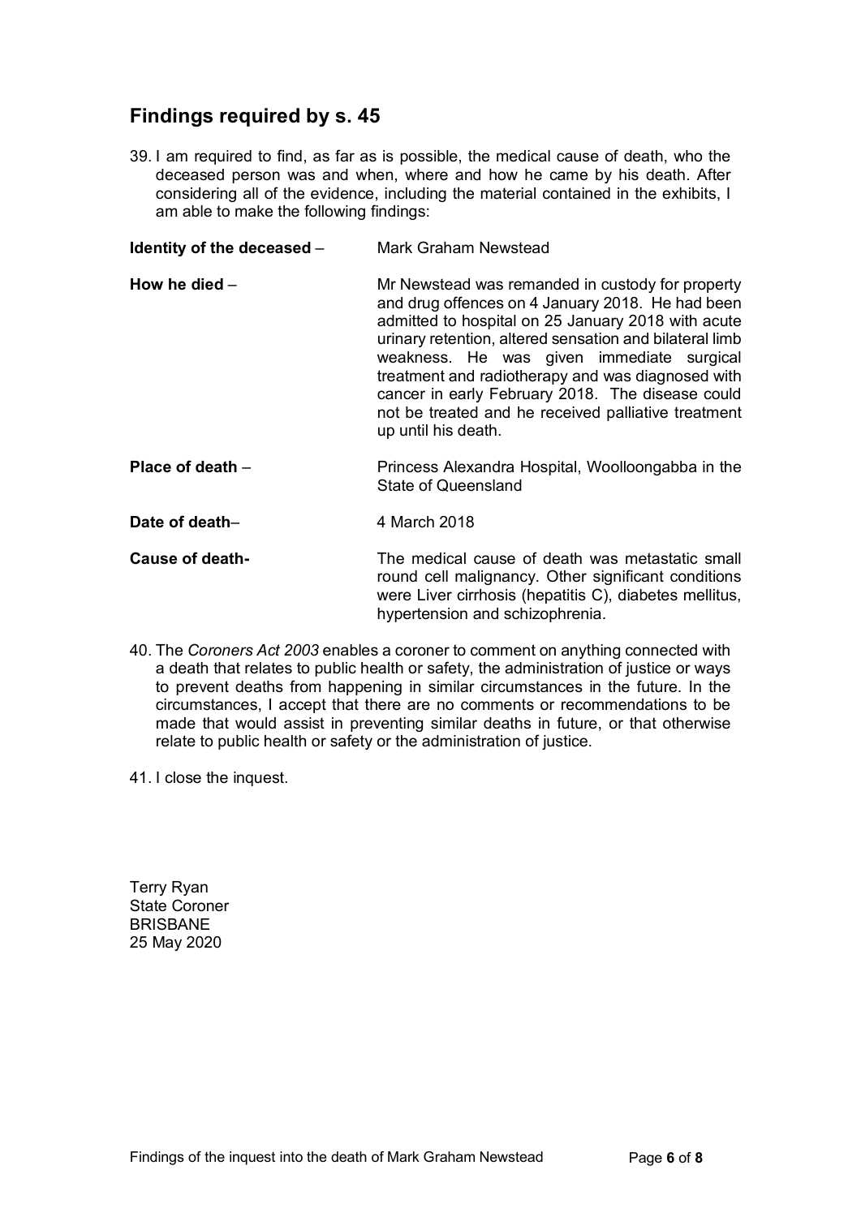## Findings required by s. 45

39. I am required to find, as far as is possible, the medical cause of death, who the deceased person was and when, where and how he came by his death. After considering all of the evidence, including the material contained in the exhibits, I am able to make the following findings:

**Identity of the deceased** – Mark Graham Newstead

**How he died** – Mr Newstead was remanded in custody for property and drug offences on 4 January 2018. He had been admitted to hospital on 25 January 2018 with acute urinary retention, altered sensation and bilateral limb weakness. He was given immediate surgical treatment and radiotherapy and was diagnosed with cancer in early February 2018. The disease could not be treated and he received palliative treatment up until his death.

**Place of death** – Princess Alexandra Hospital, Woolloongabba in the State of Queensland

**Date of death**– 4 March 2018

**Cause of death-** The medical cause of death was metastatic small round cell malignancy. Other significant conditions were Liver cirrhosis (hepatitis C), diabetes mellitus, hypertension and schizophrenia.

40. The *Coroners Act 2003* enables a coroner to comment on anything connected with a death that relates to public health or safety, the administration of justice or ways to prevent deaths from happening in similar circumstances in the future. In the circumstances, I accept that there are no comments or recommendations to be made that would assist in preventing similar deaths in future, or that otherwise relate to public health or safety or the administration of justice.

41. I close the inquest.

Terry Ryan
State Coroner
BRISBANE
25 May 2020